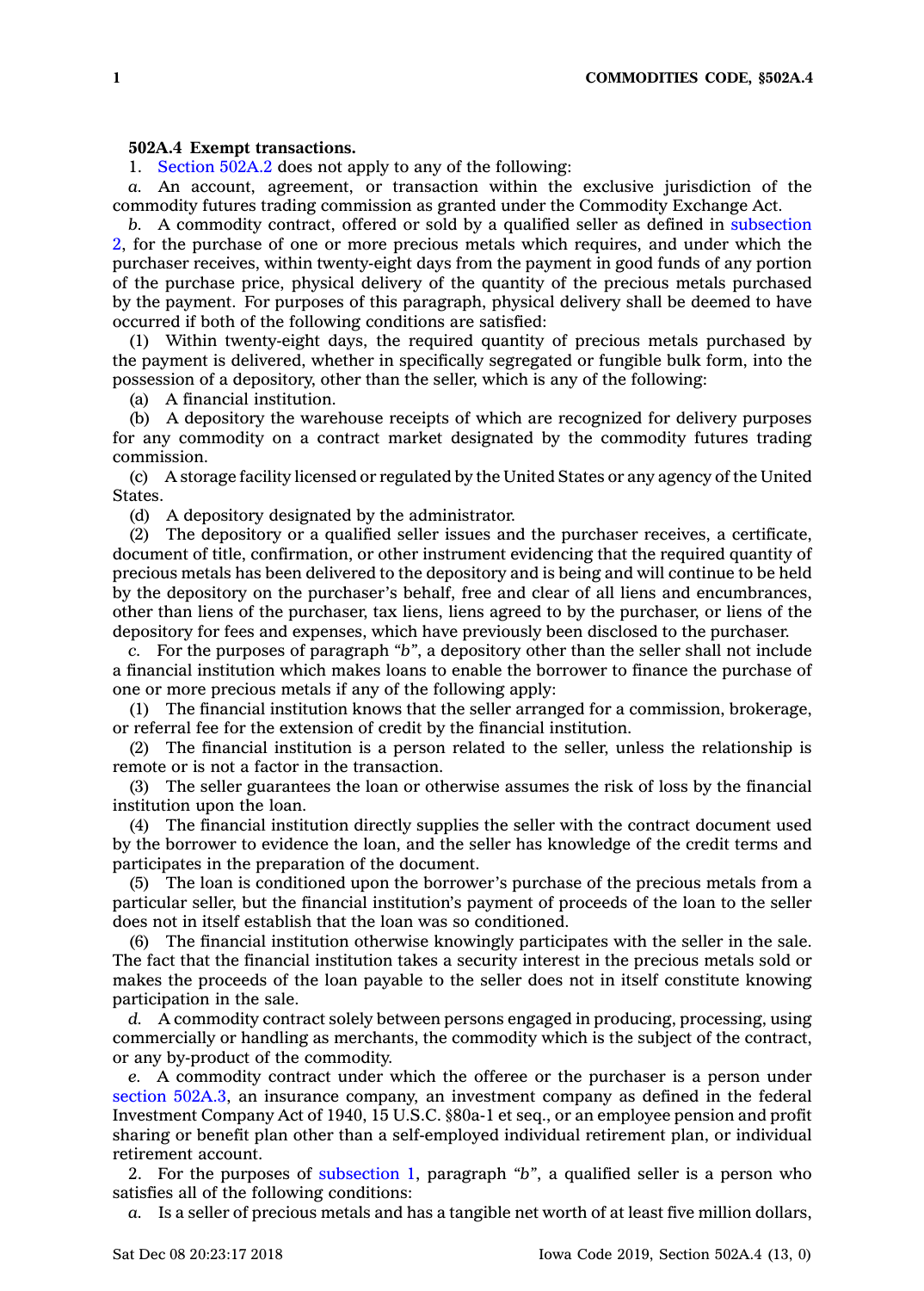**502A.4 Exempt transactions.**

1. Section 502A.2 does not apply to any of the following:

*a.* An account, agreement, or transaction within the exclusive jurisdiction of the commodity futures trading commission as granted under the Commodity Exchange Act.

*b.* A commodity contract, offered or sold by a qualified seller as defined in subsection 2, for the purchase of one or more precious metals which requires, and under which the purchaser receives, within twenty-eight days from the payment in good funds of any portion of the purchase price, physical delivery of the quantity of the precious metals purchased by the payment. For purposes of this paragraph, physical delivery shall be deemed to have occurred if both of the following conditions are satisfied:

(1) Within twenty-eight days, the required quantity of precious metals purchased by the payment is delivered, whether in specifically segregated or fungible bulk form, into the possession of a depository, other than the seller, which is any of the following:

(a) A financial institution.

(b) A depository the warehouse receipts of which are recognized for delivery purposes for any commodity on a contract market designated by the commodity futures trading commission.

(c) A storage facility licensed or regulated by the United States or any agency of the United States.

(d) A depository designated by the administrator.

(2) The depository or a qualified seller issues and the purchaser receives, a certificate, document of title, confirmation, or other instrument evidencing that the required quantity of precious metals has been delivered to the depository and is being and will continue to be held by the depository on the purchaser's behalf, free and clear of all liens and encumbrances, other than liens of the purchaser, tax liens, liens agreed to by the purchaser, or liens of the depository for fees and expenses, which have previously been disclosed to the purchaser.

*c.* For the purposes of paragraph *"b"*, a depository other than the seller shall not include a financial institution which makes loans to enable the borrower to finance the purchase of one or more precious metals if any of the following apply:

(1) The financial institution knows that the seller arranged for a commission, brokerage, or referral fee for the extension of credit by the financial institution.

(2) The financial institution is a person related to the seller, unless the relationship is remote or is not a factor in the transaction.

(3) The seller guarantees the loan or otherwise assumes the risk of loss by the financial institution upon the loan.

(4) The financial institution directly supplies the seller with the contract document used by the borrower to evidence the loan, and the seller has knowledge of the credit terms and participates in the preparation of the document.

(5) The loan is conditioned upon the borrower's purchase of the precious metals from a particular seller, but the financial institution's payment of proceeds of the loan to the seller does not in itself establish that the loan was so conditioned.

(6) The financial institution otherwise knowingly participates with the seller in the sale. The fact that the financial institution takes a security interest in the precious metals sold or makes the proceeds of the loan payable to the seller does not in itself constitute knowing participation in the sale.

*d.* A commodity contract solely between persons engaged in producing, processing, using commercially or handling as merchants, the commodity which is the subject of the contract, or any by-product of the commodity.

*e.* A commodity contract under which the offeree or the purchaser is a person under section 502A.3, an insurance company, an investment company as defined in the federal Investment Company Act of 1940, 15 U.S.C. §80a-1 et seq., or an employee pension and profit sharing or benefit plan other than a self-employed individual retirement plan, or individual retirement account.

2. For the purposes of subsection 1, paragraph *"b"*, a qualified seller is a person who satisfies all of the following conditions:

*a.* Is a seller of precious metals and has a tangible net worth of at least five million dollars,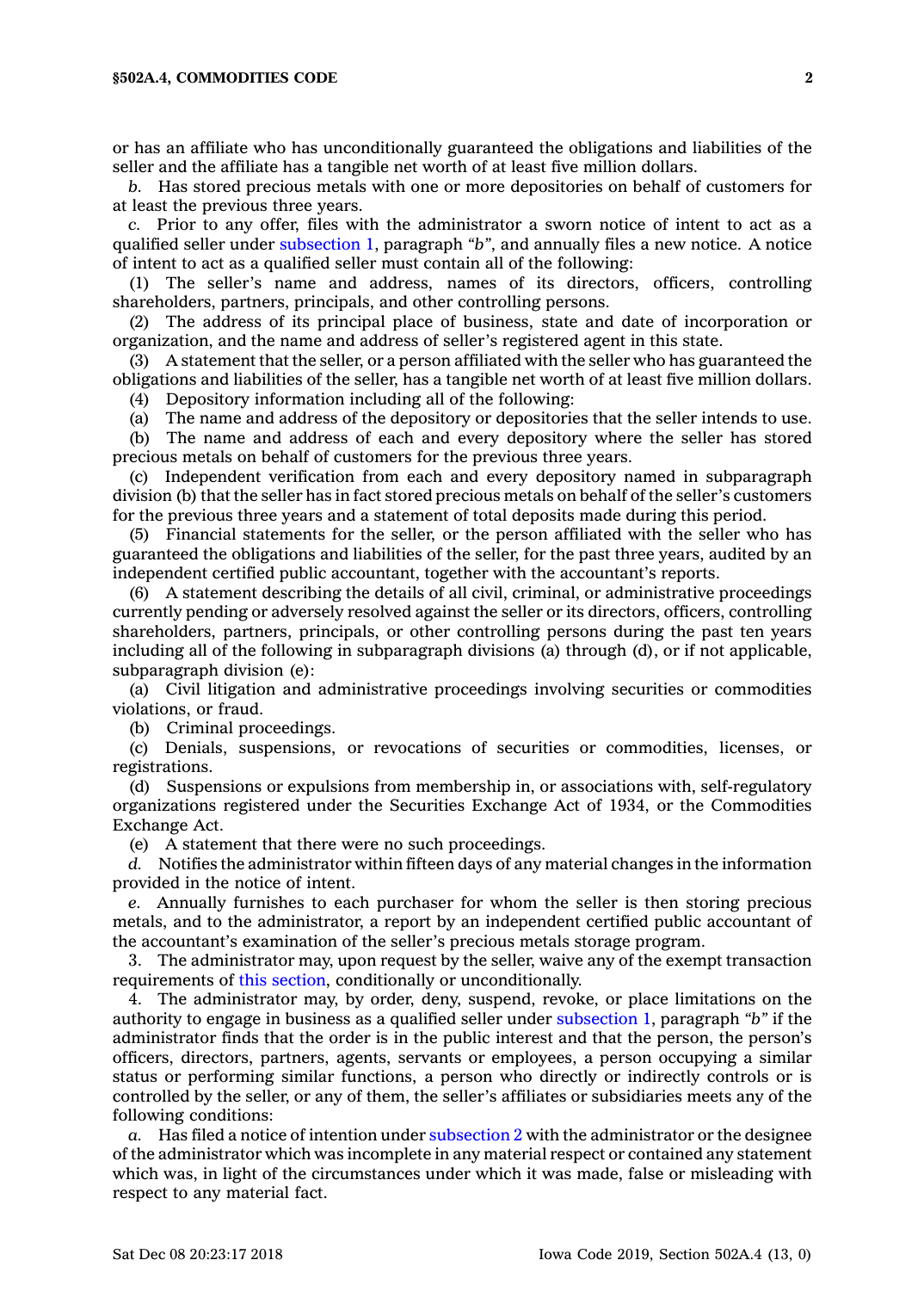or has an affiliate who has unconditionally guaranteed the obligations and liabilities of the seller and the affiliate has a tangible net worth of at least five million dollars.

*b.* Has stored precious metals with one or more depositories on behalf of customers for at least the previous three years.

*c.* Prior to any offer, files with the administrator a sworn notice of intent to act as a qualified seller under subsection 1, paragraph *"b"*, and annually files a new notice. A notice of intent to act as a qualified seller must contain all of the following:

(1) The seller's name and address, names of its directors, officers, controlling shareholders, partners, principals, and other controlling persons.

(2) The address of its principal place of business, state and date of incorporation or organization, and the name and address of seller's registered agent in this state.

(3) A statement that the seller, or a person affiliated with the seller who has guaranteed the obligations and liabilities of the seller, has a tangible net worth of at least five million dollars.

(4) Depository information including all of the following:

(a) The name and address of the depository or depositories that the seller intends to use.

(b) The name and address of each and every depository where the seller has stored precious metals on behalf of customers for the previous three years.

(c) Independent verification from each and every depository named in subparagraph division (b) that the seller has in fact stored precious metals on behalf of the seller's customers for the previous three years and a statement of total deposits made during this period.

(5) Financial statements for the seller, or the person affiliated with the seller who has guaranteed the obligations and liabilities of the seller, for the past three years, audited by an independent certified public accountant, together with the accountant's reports.

(6) A statement describing the details of all civil, criminal, or administrative proceedings currently pending or adversely resolved against the seller or its directors, officers, controlling shareholders, partners, principals, or other controlling persons during the past ten years including all of the following in subparagraph divisions (a) through (d), or if not applicable, subparagraph division (e):

(a) Civil litigation and administrative proceedings involving securities or commodities violations, or fraud.

(b) Criminal proceedings.

(c) Denials, suspensions, or revocations of securities or commodities, licenses, or registrations.

(d) Suspensions or expulsions from membership in, or associations with, self-regulatory organizations registered under the Securities Exchange Act of 1934, or the Commodities Exchange Act.

(e) A statement that there were no such proceedings.

*d.* Notifies the administrator within fifteen days of any material changes in the information provided in the notice of intent.

*e.* Annually furnishes to each purchaser for whom the seller is then storing precious metals, and to the administrator, a report by an independent certified public accountant of the accountant's examination of the seller's precious metals storage program.

3. The administrator may, upon request by the seller, waive any of the exempt transaction requirements of this section, conditionally or unconditionally.

4. The administrator may, by order, deny, suspend, revoke, or place limitations on the authority to engage in business as a qualified seller under subsection 1, paragraph *"b"* if the administrator finds that the order is in the public interest and that the person, the person's officers, directors, partners, agents, servants or employees, a person occupying a similar status or performing similar functions, a person who directly or indirectly controls or is controlled by the seller, or any of them, the seller's affiliates or subsidiaries meets any of the following conditions:

*a.* Has filed a notice of intention under subsection 2 with the administrator or the designee of the administrator which was incomplete in any material respect or contained any statement which was, in light of the circumstances under which it was made, false or misleading with respect to any material fact.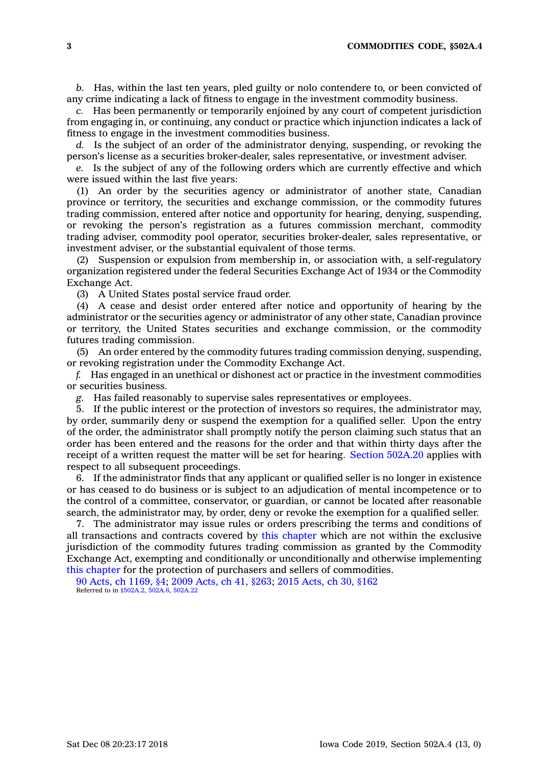*b.* Has, within the last ten years, pled guilty or nolo contendere to, or been convicted of any crime indicating a lack of fitness to engage in the investment commodity business.

*c.* Has been permanently or temporarily enjoined by any court of competent jurisdiction from engaging in, or continuing, any conduct or practice which injunction indicates a lack of fitness to engage in the investment commodities business.

*d.* Is the subject of an order of the administrator denying, suspending, or revoking the person's license as a securities broker-dealer, sales representative, or investment adviser.

*e.* Is the subject of any of the following orders which are currently effective and which were issued within the last five years:

(1) An order by the securities agency or administrator of another state, Canadian province or territory, the securities and exchange commission, or the commodity futures trading commission, entered after notice and opportunity for hearing, denying, suspending, or revoking the person's registration as a futures commission merchant, commodity trading adviser, commodity pool operator, securities broker-dealer, sales representative, or investment adviser, or the substantial equivalent of those terms.

(2) Suspension or expulsion from membership in, or association with, a self-regulatory organization registered under the federal Securities Exchange Act of 1934 or the Commodity Exchange Act.

(3) A United States postal service fraud order.

(4) A cease and desist order entered after notice and opportunity of hearing by the administrator or the securities agency or administrator of any other state, Canadian province or territory, the United States securities and exchange commission, or the commodity futures trading commission.

(5) An order entered by the commodity futures trading commission denying, suspending, or revoking registration under the Commodity Exchange Act.

*f.* Has engaged in an unethical or dishonest act or practice in the investment commodities or securities business.

*g.* Has failed reasonably to supervise sales representatives or employees.

5. If the public interest or the protection of investors so requires, the administrator may, by order, summarily deny or suspend the exemption for a qualified seller. Upon the entry of the order, the administrator shall promptly notify the person claiming such status that an order has been entered and the reasons for the order and that within thirty days after the receipt of a written request the matter will be set for hearing. Section 502A.20 applies with respect to all subsequent proceedings.

6. If the administrator finds that any applicant or qualified seller is no longer in existence or has ceased to do business or is subject to an adjudication of mental incompetence or to the control of a committee, conservator, or guardian, or cannot be located after reasonable search, the administrator may, by order, deny or revoke the exemption for a qualified seller.

7. The administrator may issue rules or orders prescribing the terms and conditions of all transactions and contracts covered by this chapter which are not within the exclusive jurisdiction of the commodity futures trading commission as granted by the Commodity Exchange Act, exempting and conditionally or unconditionally and otherwise implementing this chapter for the protection of purchasers and sellers of commodities.

90 Acts, ch 1169, §4; 2009 Acts, ch 41, §263; 2015 Acts, ch 30, §162

Referred to in §502A.2, 502A.6, 502A.22